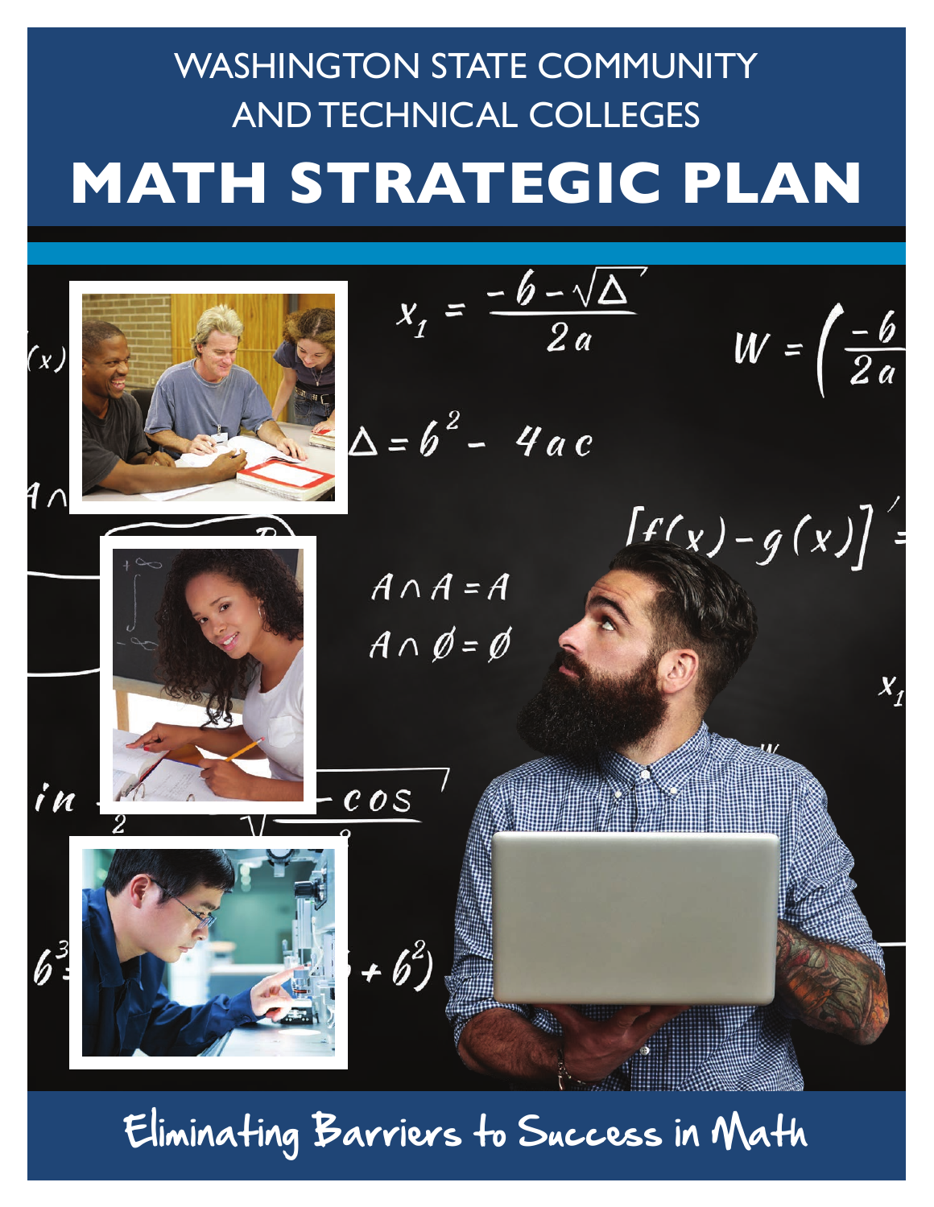WASHINGTON STATE COMMUNITY AND TECHNICAL COLLEGES

# MATH STRATEGIC PLAN

Eliminating Barriers to Success in Math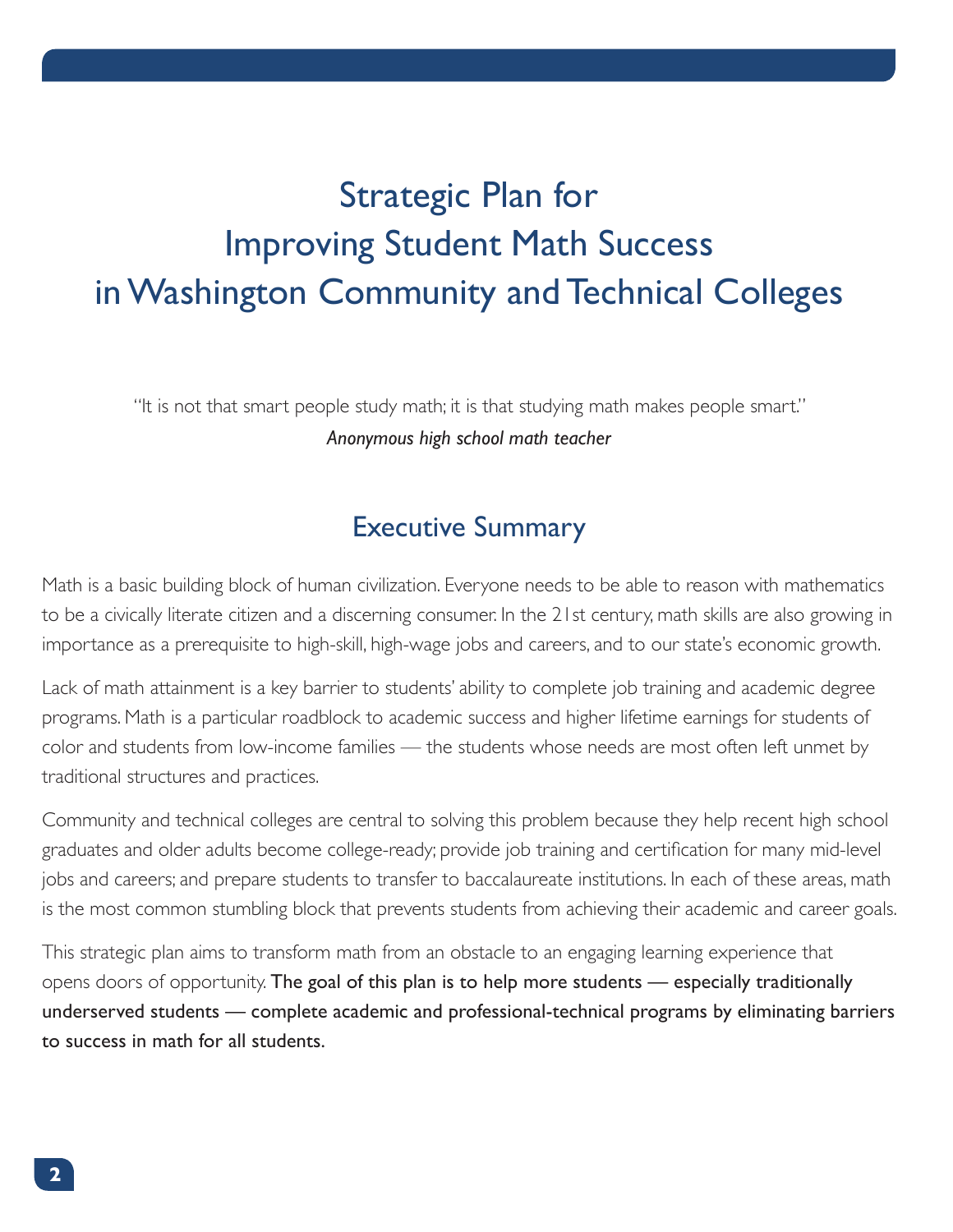# Strategic Plan for Improving Student Math Success in Washington Community and Technical Colleges

"It is not that smart people study math; it is that studying math makes people smart."
*Anonymous high school math teacher*

## Executive Summary

Math is a basic building block of human civilization. Everyone needs to be able to reason with mathematics to be a civically literate citizen and a discerning consumer. In the 21st century, math skills are also growing in importance as a prerequisite to high-skill, high-wage jobs and careers, and to our state's economic growth.

Lack of math attainment is a key barrier to students' ability to complete job training and academic degree programs. Math is a particular roadblock to academic success and higher lifetime earnings for students of color and students from low-income families — the students whose needs are most often left unmet by traditional structures and practices.

Community and technical colleges are central to solving this problem because they help recent high school graduates and older adults become college-ready; provide job training and certification for many mid-level jobs and careers; and prepare students to transfer to baccalaureate institutions. In each of these areas, math is the most common stumbling block that prevents students from achieving their academic and career goals.

This strategic plan aims to transform math from an obstacle to an engaging learning experience that opens doors of opportunity. **The goal of this plan is to help more students — especially traditionally underserved students — complete academic and professional-technical programs by eliminating barriers to success in math for all students.**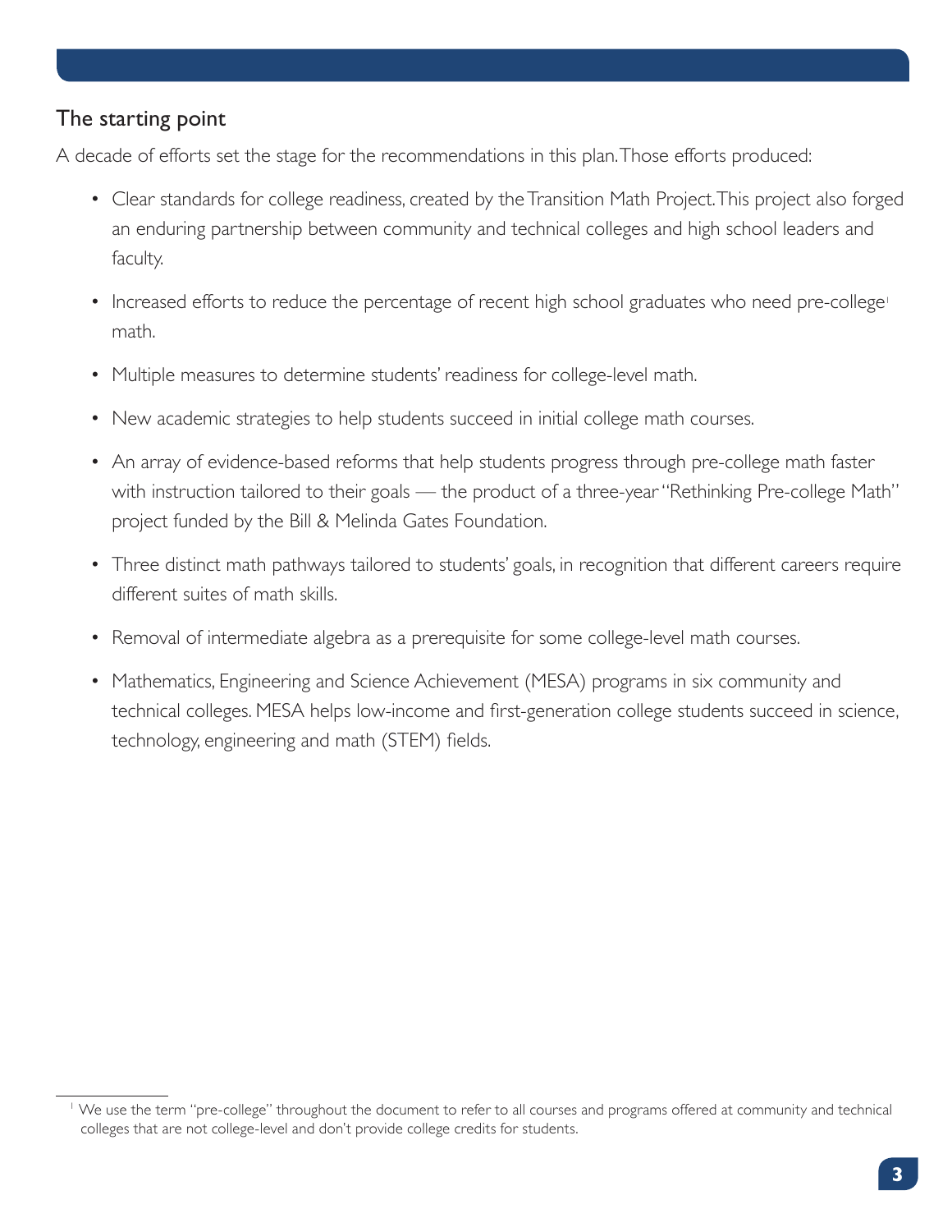## The starting point

A decade of efforts set the stage for the recommendations in this plan. Those efforts produced:

- Clear standards for college readiness, created by the Transition Math Project. This project also forged an enduring partnership between community and technical colleges and high school leaders and faculty.
- Increased efforts to reduce the percentage of recent high school graduates who need pre-college[1] math.
- Multiple measures to determine students' readiness for college-level math.
- New academic strategies to help students succeed in initial college math courses.
- An array of evidence-based reforms that help students progress through pre-college math faster with instruction tailored to their goals — the product of a three-year "Rethinking Pre-college Math" project funded by the Bill & Melinda Gates Foundation.
- Three distinct math pathways tailored to students' goals, in recognition that different careers require different suites of math skills.
- Removal of intermediate algebra as a prerequisite for some college-level math courses.
- Mathematics, Engineering and Science Achievement (MESA) programs in six community and technical colleges. MESA helps low-income and first-generation college students succeed in science, technology, engineering and math (STEM) fields.

---

[1] We use the term "pre-college" throughout the document to refer to all courses and programs offered at community and technical colleges that are not college-level and don't provide college credits for students.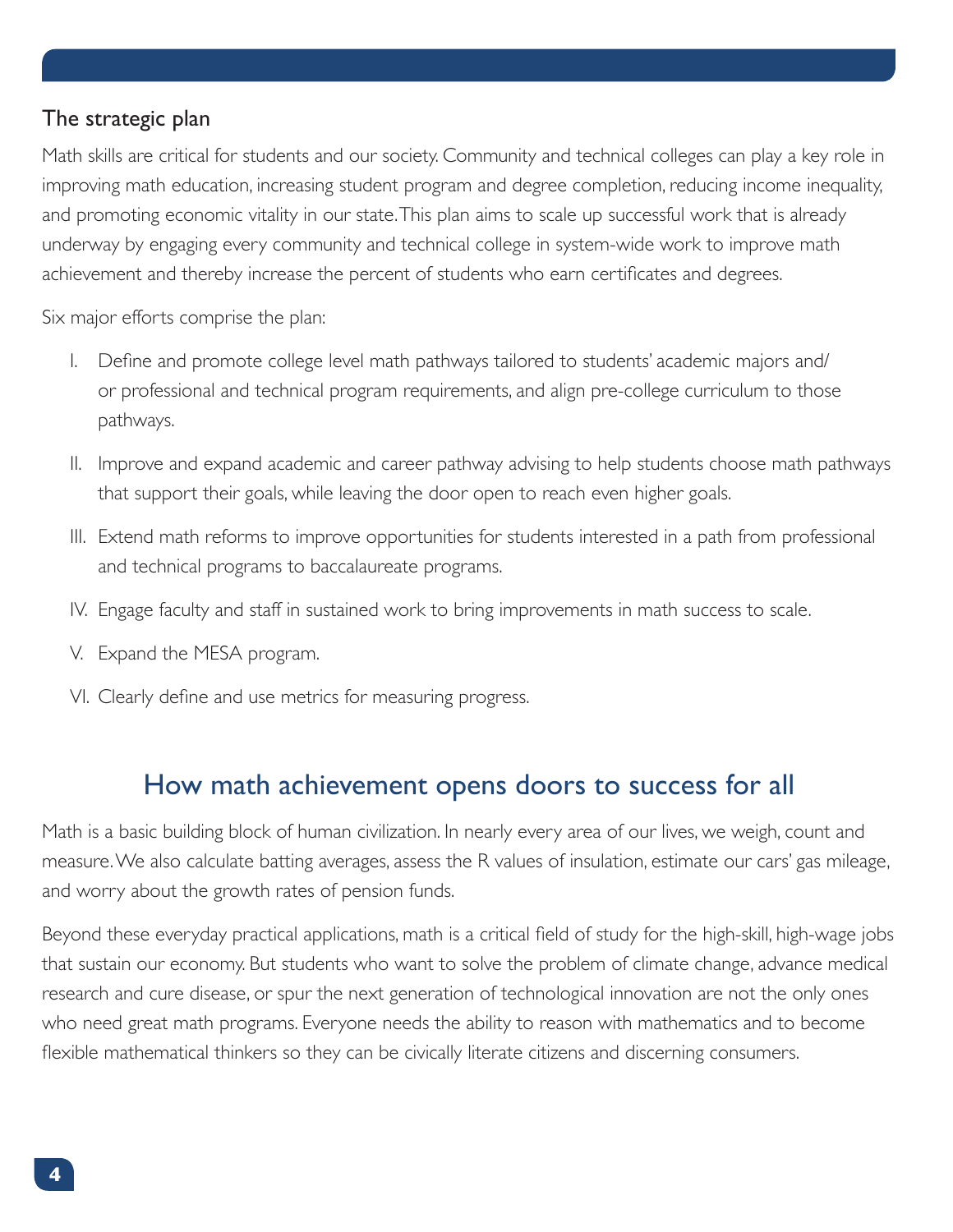## The strategic plan

Math skills are critical for students and our society. Community and technical colleges can play a key role in improving math education, increasing student program and degree completion, reducing income inequality, and promoting economic vitality in our state. This plan aims to scale up successful work that is already underway by engaging every community and technical college in system-wide work to improve math achievement and thereby increase the percent of students who earn certificates and degrees.

Six major efforts comprise the plan:

I. Define and promote college level math pathways tailored to students' academic majors and/or professional and technical program requirements, and align pre-college curriculum to those pathways.

II. Improve and expand academic and career pathway advising to help students choose math pathways that support their goals, while leaving the door open to reach even higher goals.

III. Extend math reforms to improve opportunities for students interested in a path from professional and technical programs to baccalaureate programs.

IV. Engage faculty and staff in sustained work to bring improvements in math success to scale.

V. Expand the MESA program.

VI. Clearly define and use metrics for measuring progress.

## How math achievement opens doors to success for all

Math is a basic building block of human civilization. In nearly every area of our lives, we weigh, count and measure. We also calculate batting averages, assess the R values of insulation, estimate our cars' gas mileage, and worry about the growth rates of pension funds.

Beyond these everyday practical applications, math is a critical field of study for the high-skill, high-wage jobs that sustain our economy. But students who want to solve the problem of climate change, advance medical research and cure disease, or spur the next generation of technological innovation are not the only ones who need great math programs. Everyone needs the ability to reason with mathematics and to become flexible mathematical thinkers so they can be civically literate citizens and discerning consumers.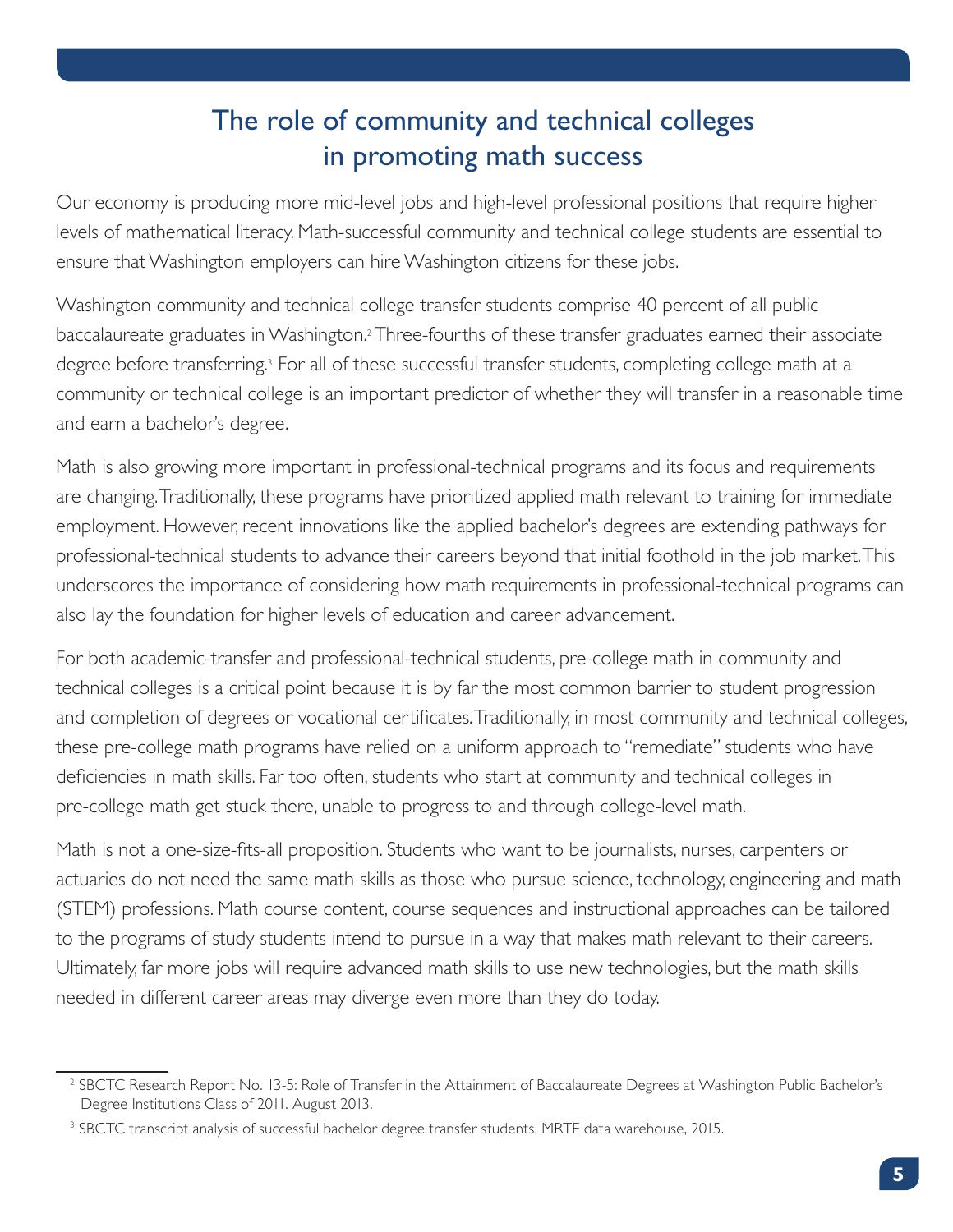# The role of community and technical colleges in promoting math success

Our economy is producing more mid-level jobs and high-level professional positions that require higher levels of mathematical literacy. Math-successful community and technical college students are essential to ensure that Washington employers can hire Washington citizens for these jobs.

Washington community and technical college transfer students comprise 40 percent of all public baccalaureate graduates in Washington.[2] Three-fourths of these transfer graduates earned their associate degree before transferring.[3] For all of these successful transfer students, completing college math at a community or technical college is an important predictor of whether they will transfer in a reasonable time and earn a bachelor's degree.

Math is also growing more important in professional-technical programs and its focus and requirements are changing. Traditionally, these programs have prioritized applied math relevant to training for immediate employment. However, recent innovations like the applied bachelor's degrees are extending pathways for professional-technical students to advance their careers beyond that initial foothold in the job market. This underscores the importance of considering how math requirements in professional-technical programs can also lay the foundation for higher levels of education and career advancement.

For both academic-transfer and professional-technical students, pre-college math in community and technical colleges is a critical point because it is by far the most common barrier to student progression and completion of degrees or vocational certificates. Traditionally, in most community and technical colleges, these pre-college math programs have relied on a uniform approach to "remediate" students who have deficiencies in math skills. Far too often, students who start at community and technical colleges in pre-college math get stuck there, unable to progress to and through college-level math.

Math is not a one-size-fits-all proposition. Students who want to be journalists, nurses, carpenters or actuaries do not need the same math skills as those who pursue science, technology, engineering and math (STEM) professions. Math course content, course sequences and instructional approaches can be tailored to the programs of study students intend to pursue in a way that makes math relevant to their careers. Ultimately, far more jobs will require advanced math skills to use new technologies, but the math skills needed in different career areas may diverge even more than they do today.

---

[2] SBCTC Research Report No. 13-5: Role of Transfer in the Attainment of Baccalaureate Degrees at Washington Public Bachelor's Degree Institutions Class of 2011. August 2013.

[3] SBCTC transcript analysis of successful bachelor degree transfer students, MRTE data warehouse, 2015.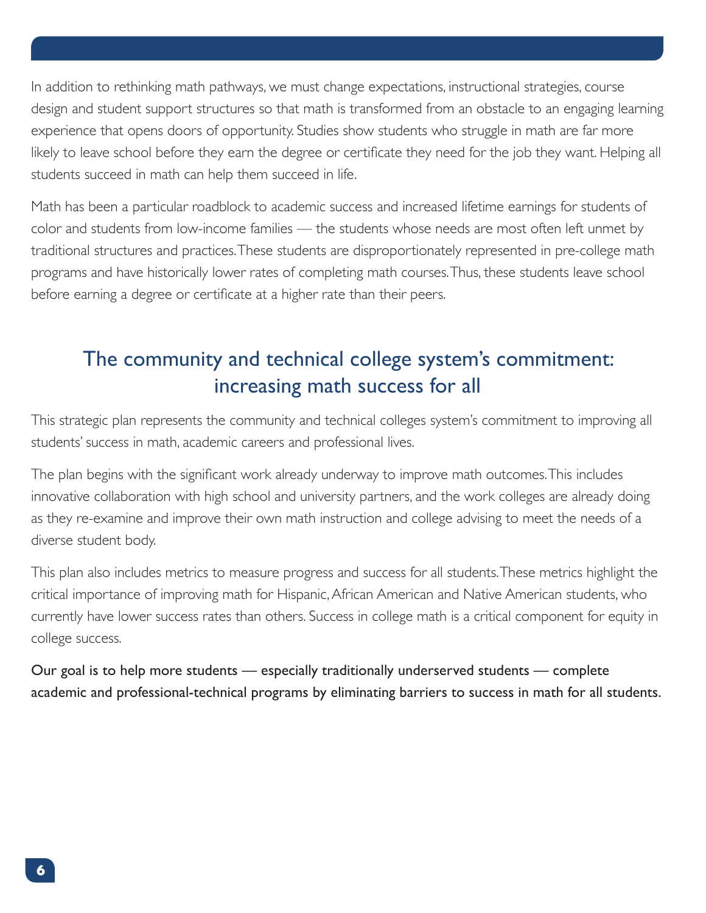In addition to rethinking math pathways, we must change expectations, instructional strategies, course design and student support structures so that math is transformed from an obstacle to an engaging learning experience that opens doors of opportunity. Studies show students who struggle in math are far more likely to leave school before they earn the degree or certificate they need for the job they want. Helping all students succeed in math can help them succeed in life.

Math has been a particular roadblock to academic success and increased lifetime earnings for students of color and students from low-income families — the students whose needs are most often left unmet by traditional structures and practices. These students are disproportionately represented in pre-college math programs and have historically lower rates of completing math courses. Thus, these students leave school before earning a degree or certificate at a higher rate than their peers.

## The community and technical college system's commitment: increasing math success for all

This strategic plan represents the community and technical colleges system's commitment to improving all students' success in math, academic careers and professional lives.

The plan begins with the significant work already underway to improve math outcomes. This includes innovative collaboration with high school and university partners, and the work colleges are already doing as they re-examine and improve their own math instruction and college advising to meet the needs of a diverse student body.

This plan also includes metrics to measure progress and success for all students. These metrics highlight the critical importance of improving math for Hispanic, African American and Native American students, who currently have lower success rates than others. Success in college math is a critical component for equity in college success.

Our goal is to help more students — especially traditionally underserved students — complete academic and professional-technical programs by eliminating barriers to success in math for all students.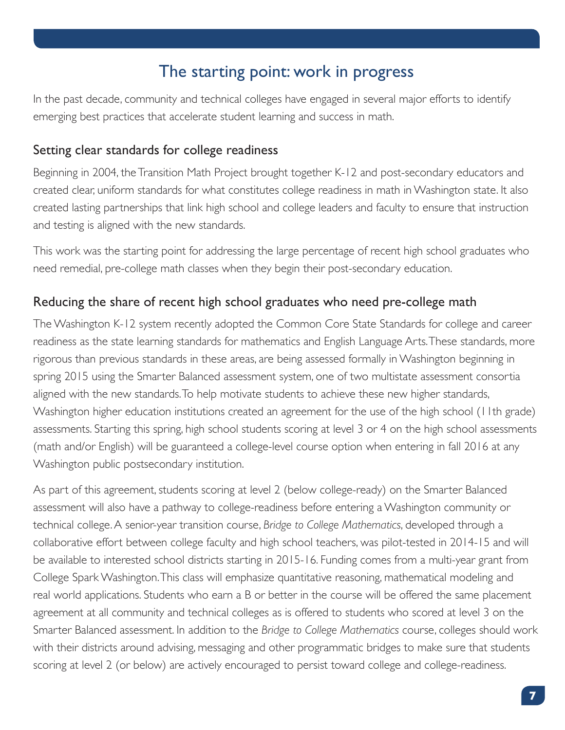## The starting point: work in progress

In the past decade, community and technical colleges have engaged in several major efforts to identify emerging best practices that accelerate student learning and success in math.

### Setting clear standards for college readiness

Beginning in 2004, the Transition Math Project brought together K-12 and post-secondary educators and created clear, uniform standards for what constitutes college readiness in math in Washington state. It also created lasting partnerships that link high school and college leaders and faculty to ensure that instruction and testing is aligned with the new standards.

This work was the starting point for addressing the large percentage of recent high school graduates who need remedial, pre-college math classes when they begin their post-secondary education.

### Reducing the share of recent high school graduates who need pre-college math

The Washington K-12 system recently adopted the Common Core State Standards for college and career readiness as the state learning standards for mathematics and English Language Arts. These standards, more rigorous than previous standards in these areas, are being assessed formally in Washington beginning in spring 2015 using the Smarter Balanced assessment system, one of two multistate assessment consortia aligned with the new standards. To help motivate students to achieve these new higher standards, Washington higher education institutions created an agreement for the use of the high school (11th grade) assessments. Starting this spring, high school students scoring at level 3 or 4 on the high school assessments (math and/or English) will be guaranteed a college-level course option when entering in fall 2016 at any Washington public postsecondary institution.

As part of this agreement, students scoring at level 2 (below college-ready) on the Smarter Balanced assessment will also have a pathway to college-readiness before entering a Washington community or technical college. A senior-year transition course, *Bridge to College Mathematics*, developed through a collaborative effort between college faculty and high school teachers, was pilot-tested in 2014-15 and will be available to interested school districts starting in 2015-16. Funding comes from a multi-year grant from College Spark Washington. This class will emphasize quantitative reasoning, mathematical modeling and real world applications. Students who earn a B or better in the course will be offered the same placement agreement at all community and technical colleges as is offered to students who scored at level 3 on the Smarter Balanced assessment. In addition to the *Bridge to College Mathematics* course, colleges should work with their districts around advising, messaging and other programmatic bridges to make sure that students scoring at level 2 (or below) are actively encouraged to persist toward college and college-readiness.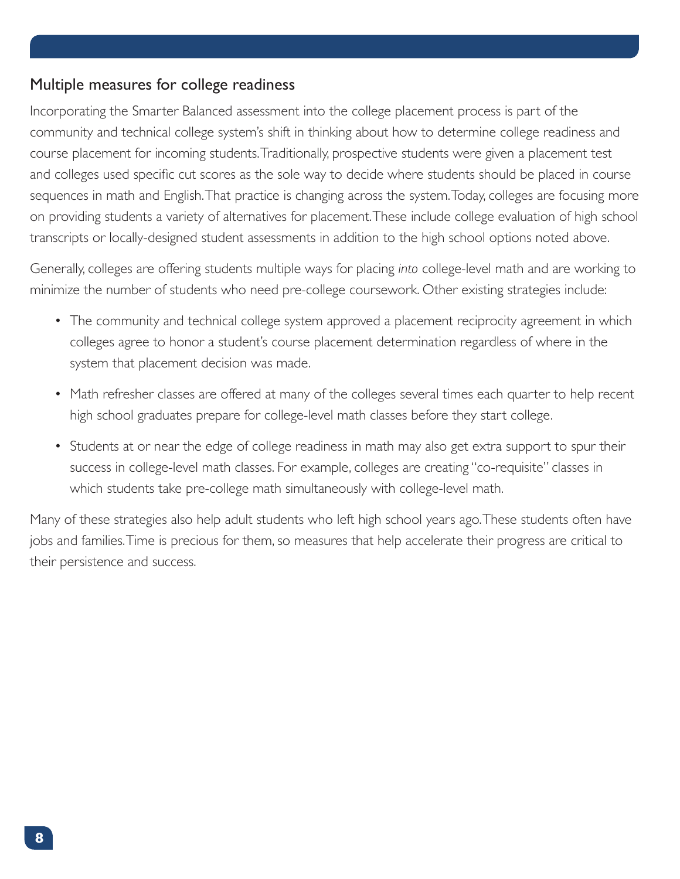## Multiple measures for college readiness

Incorporating the Smarter Balanced assessment into the college placement process is part of the community and technical college system's shift in thinking about how to determine college readiness and course placement for incoming students. Traditionally, prospective students were given a placement test and colleges used specific cut scores as the sole way to decide where students should be placed in course sequences in math and English. That practice is changing across the system. Today, colleges are focusing more on providing students a variety of alternatives for placement. These include college evaluation of high school transcripts or locally-designed student assessments in addition to the high school options noted above.

Generally, colleges are offering students multiple ways for placing *into* college-level math and are working to minimize the number of students who need pre-college coursework. Other existing strategies include:

- The community and technical college system approved a placement reciprocity agreement in which colleges agree to honor a student's course placement determination regardless of where in the system that placement decision was made.
- Math refresher classes are offered at many of the colleges several times each quarter to help recent high school graduates prepare for college-level math classes before they start college.
- Students at or near the edge of college readiness in math may also get extra support to spur their success in college-level math classes. For example, colleges are creating "co-requisite" classes in which students take pre-college math simultaneously with college-level math.

Many of these strategies also help adult students who left high school years ago. These students often have jobs and families. Time is precious for them, so measures that help accelerate their progress are critical to their persistence and success.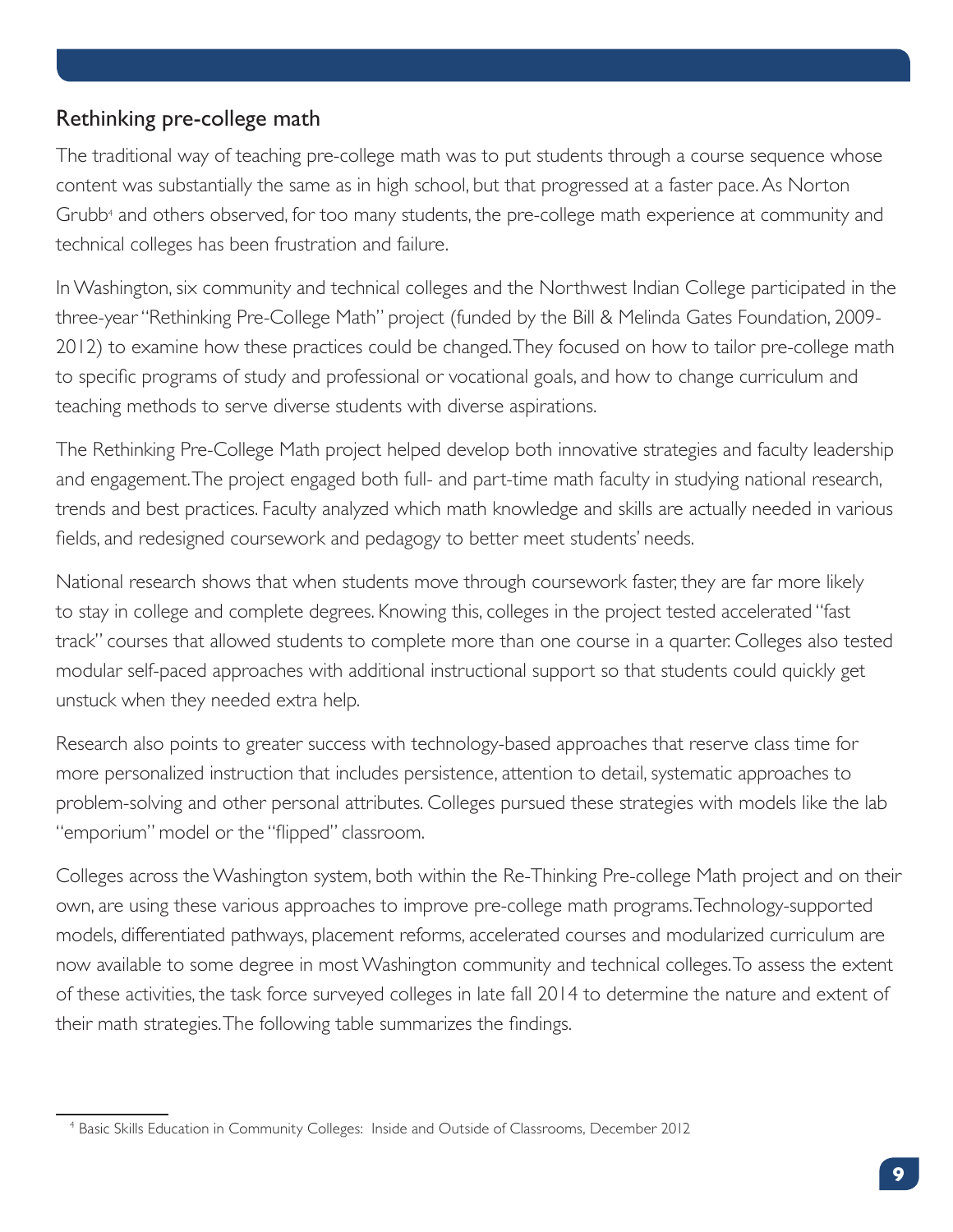## Rethinking pre-college math

The traditional way of teaching pre-college math was to put students through a course sequence whose content was substantially the same as in high school, but that progressed at a faster pace. As Norton Grubb[4] and others observed, for too many students, the pre-college math experience at community and technical colleges has been frustration and failure.

In Washington, six community and technical colleges and the Northwest Indian College participated in the three-year "Rethinking Pre-College Math" project (funded by the Bill & Melinda Gates Foundation, 2009-2012) to examine how these practices could be changed. They focused on how to tailor pre-college math to specific programs of study and professional or vocational goals, and how to change curriculum and teaching methods to serve diverse students with diverse aspirations.

The Rethinking Pre-College Math project helped develop both innovative strategies and faculty leadership and engagement. The project engaged both full- and part-time math faculty in studying national research, trends and best practices. Faculty analyzed which math knowledge and skills are actually needed in various fields, and redesigned coursework and pedagogy to better meet students' needs.

National research shows that when students move through coursework faster, they are far more likely to stay in college and complete degrees. Knowing this, colleges in the project tested accelerated "fast track" courses that allowed students to complete more than one course in a quarter. Colleges also tested modular self-paced approaches with additional instructional support so that students could quickly get unstuck when they needed extra help.

Research also points to greater success with technology-based approaches that reserve class time for more personalized instruction that includes persistence, attention to detail, systematic approaches to problem-solving and other personal attributes. Colleges pursued these strategies with models like the lab "emporium" model or the "flipped" classroom.

Colleges across the Washington system, both within the Re-Thinking Pre-college Math project and on their own, are using these various approaches to improve pre-college math programs. Technology-supported models, differentiated pathways, placement reforms, accelerated courses and modularized curriculum are now available to some degree in most Washington community and technical colleges. To assess the extent of these activities, the task force surveyed colleges in late fall 2014 to determine the nature and extent of their math strategies. The following table summarizes the findings.

---

[4] Basic Skills Education in Community Colleges: Inside and Outside of Classrooms, December 2012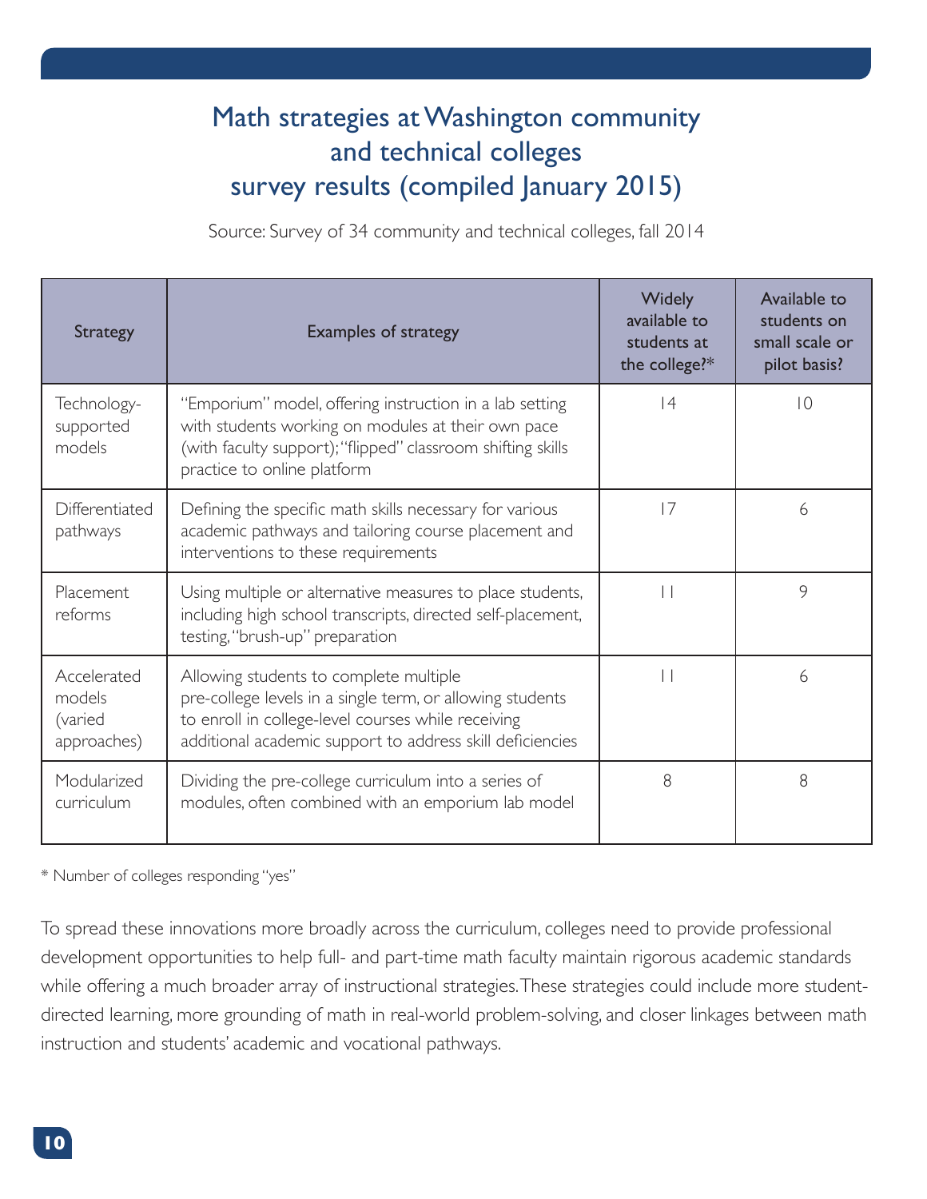## Math strategies at Washington community and technical colleges survey results (compiled January 2015)

Source: Survey of 34 community and technical colleges, fall 2014

| Strategy | Examples of strategy | Widely available to students at the college?* | Available to students on small scale or pilot basis? |
|---|---|---|---|
| Technology-supported models | "Emporium" model, offering instruction in a lab setting with students working on modules at their own pace (with faculty support); "flipped" classroom shifting skills practice to online platform | 14 | 10 |
| Differentiated pathways | Defining the specific math skills necessary for various academic pathways and tailoring course placement and interventions to these requirements | 17 | 6 |
| Placement reforms | Using multiple or alternative measures to place students, including high school transcripts, directed self-placement, testing, "brush-up" preparation | 11 | 9 |
| Accelerated models (varied approaches) | Allowing students to complete multiple pre-college levels in a single term, or allowing students to enroll in college-level courses while receiving additional academic support to address skill deficiencies | 11 | 6 |
| Modularized curriculum | Dividing the pre-college curriculum into a series of modules, often combined with an emporium lab model | 8 | 8 |

* Number of colleges responding "yes"

To spread these innovations more broadly across the curriculum, colleges need to provide professional development opportunities to help full- and part-time math faculty maintain rigorous academic standards while offering a much broader array of instructional strategies. These strategies could include more student-directed learning, more grounding of math in real-world problem-solving, and closer linkages between math instruction and students' academic and vocational pathways.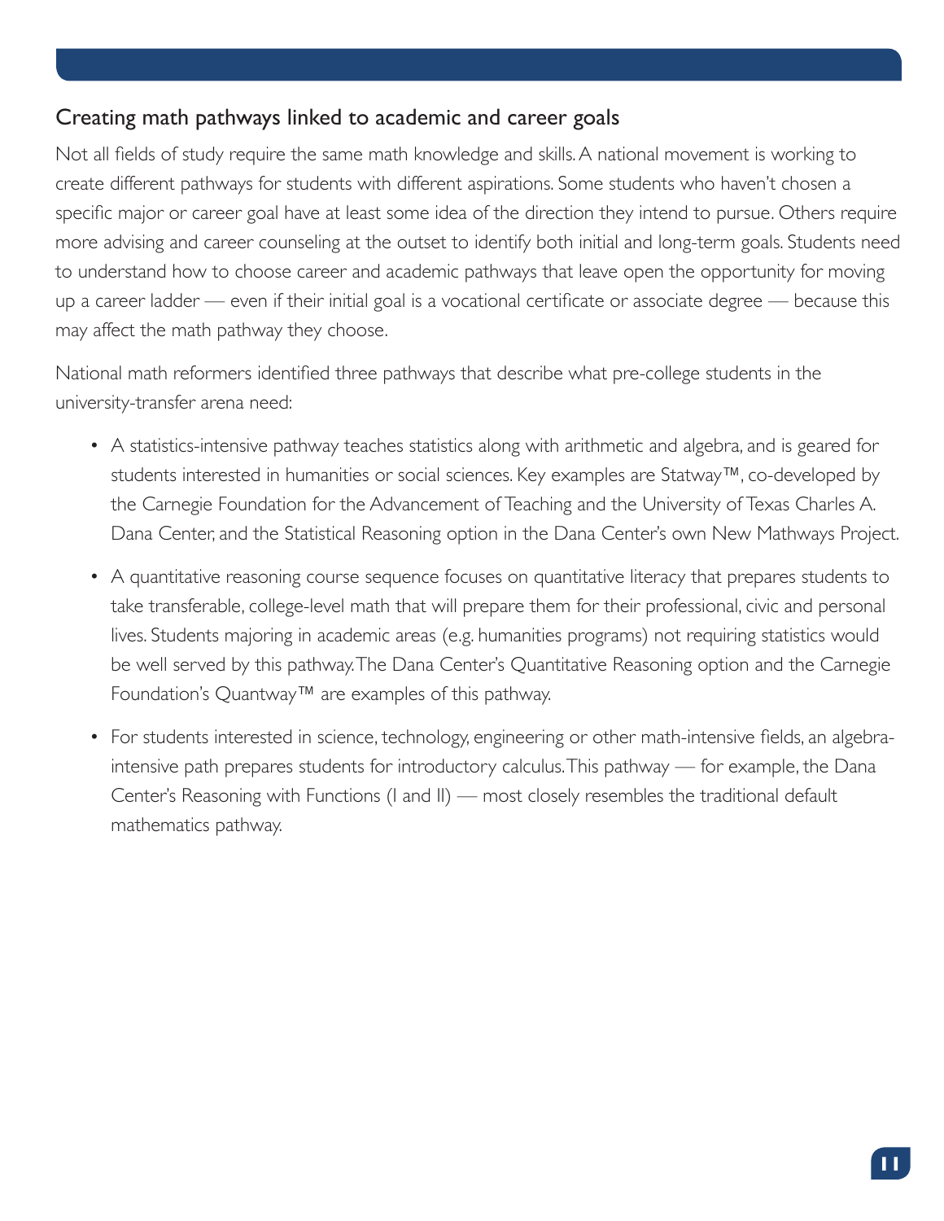## Creating math pathways linked to academic and career goals

Not all fields of study require the same math knowledge and skills. A national movement is working to create different pathways for students with different aspirations. Some students who haven't chosen a specific major or career goal have at least some idea of the direction they intend to pursue. Others require more advising and career counseling at the outset to identify both initial and long-term goals. Students need to understand how to choose career and academic pathways that leave open the opportunity for moving up a career ladder — even if their initial goal is a vocational certificate or associate degree — because this may affect the math pathway they choose.

National math reformers identified three pathways that describe what pre-college students in the university-transfer arena need:

- A statistics-intensive pathway teaches statistics along with arithmetic and algebra, and is geared for students interested in humanities or social sciences. Key examples are Statway™, co-developed by the Carnegie Foundation for the Advancement of Teaching and the University of Texas Charles A. Dana Center, and the Statistical Reasoning option in the Dana Center's own New Mathways Project.
- A quantitative reasoning course sequence focuses on quantitative literacy that prepares students to take transferable, college-level math that will prepare them for their professional, civic and personal lives. Students majoring in academic areas (e.g. humanities programs) not requiring statistics would be well served by this pathway. The Dana Center's Quantitative Reasoning option and the Carnegie Foundation's Quantway™ are examples of this pathway.
- For students interested in science, technology, engineering or other math-intensive fields, an algebra-intensive path prepares students for introductory calculus. This pathway — for example, the Dana Center's Reasoning with Functions (I and II) — most closely resembles the traditional default mathematics pathway.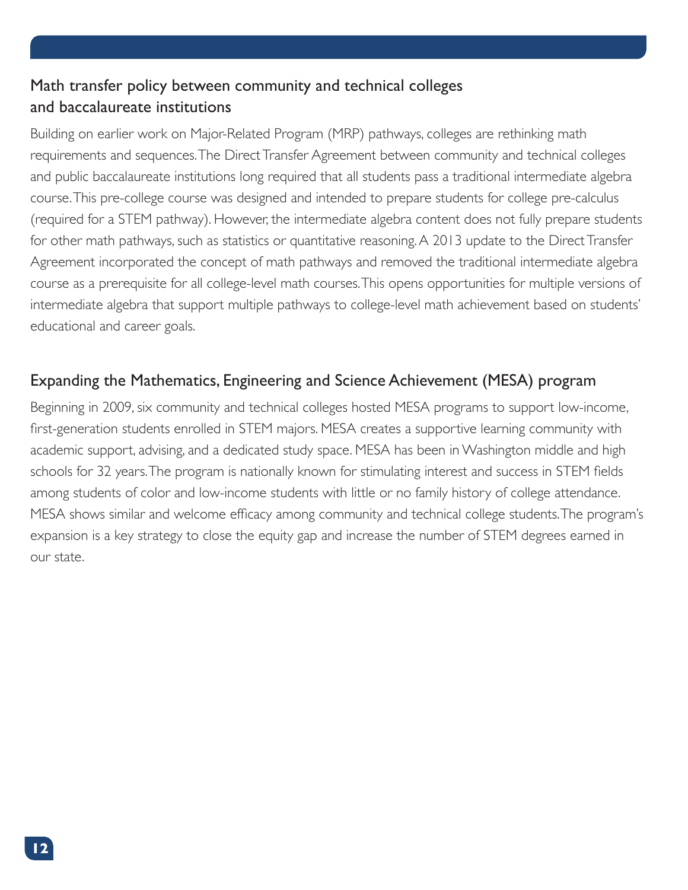## Math transfer policy between community and technical colleges and baccalaureate institutions

Building on earlier work on Major-Related Program (MRP) pathways, colleges are rethinking math requirements and sequences. The Direct Transfer Agreement between community and technical colleges and public baccalaureate institutions long required that all students pass a traditional intermediate algebra course. This pre-college course was designed and intended to prepare students for college pre-calculus (required for a STEM pathway). However, the intermediate algebra content does not fully prepare students for other math pathways, such as statistics or quantitative reasoning. A 2013 update to the Direct Transfer Agreement incorporated the concept of math pathways and removed the traditional intermediate algebra course as a prerequisite for all college-level math courses. This opens opportunities for multiple versions of intermediate algebra that support multiple pathways to college-level math achievement based on students' educational and career goals.

## Expanding the Mathematics, Engineering and Science Achievement (MESA) program

Beginning in 2009, six community and technical colleges hosted MESA programs to support low-income, first-generation students enrolled in STEM majors. MESA creates a supportive learning community with academic support, advising, and a dedicated study space. MESA has been in Washington middle and high schools for 32 years. The program is nationally known for stimulating interest and success in STEM fields among students of color and low-income students with little or no family history of college attendance. MESA shows similar and welcome efficacy among community and technical college students. The program's expansion is a key strategy to close the equity gap and increase the number of STEM degrees earned in our state.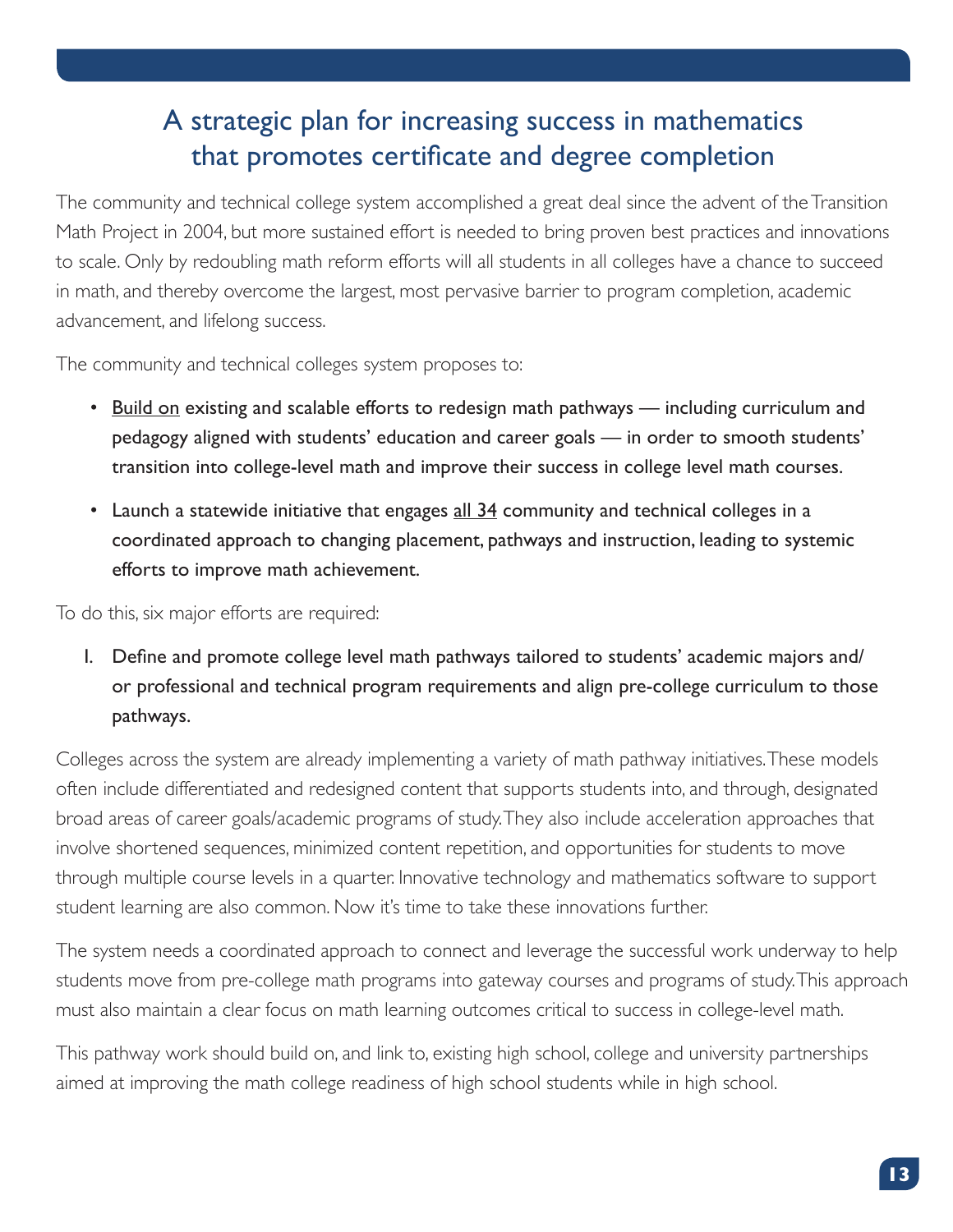## A strategic plan for increasing success in mathematics that promotes certificate and degree completion

The community and technical college system accomplished a great deal since the advent of the Transition Math Project in 2004, but more sustained effort is needed to bring proven best practices and innovations to scale. Only by redoubling math reform efforts will all students in all colleges have a chance to succeed in math, and thereby overcome the largest, most pervasive barrier to program completion, academic advancement, and lifelong success.

The community and technical colleges system proposes to:

- <u>Build on</u> existing and scalable efforts to redesign math pathways — including curriculum and pedagogy aligned with students' education and career goals — in order to smooth students' transition into college-level math and improve their success in college level math courses.
- Launch a statewide initiative that engages <u>all 34</u> community and technical colleges in a coordinated approach to changing placement, pathways and instruction, leading to systemic efforts to improve math achievement.

To do this, six major efforts are required:

1. **Define and promote college level math pathways tailored to students' academic majors and/or professional and technical program requirements and align pre-college curriculum to those pathways.**

Colleges across the system are already implementing a variety of math pathway initiatives. These models often include differentiated and redesigned content that supports students into, and through, designated broad areas of career goals/academic programs of study. They also include acceleration approaches that involve shortened sequences, minimized content repetition, and opportunities for students to move through multiple course levels in a quarter. Innovative technology and mathematics software to support student learning are also common. Now it's time to take these innovations further.

The system needs a coordinated approach to connect and leverage the successful work underway to help students move from pre-college math programs into gateway courses and programs of study. This approach must also maintain a clear focus on math learning outcomes critical to success in college-level math.

This pathway work should build on, and link to, existing high school, college and university partnerships aimed at improving the math college readiness of high school students while in high school.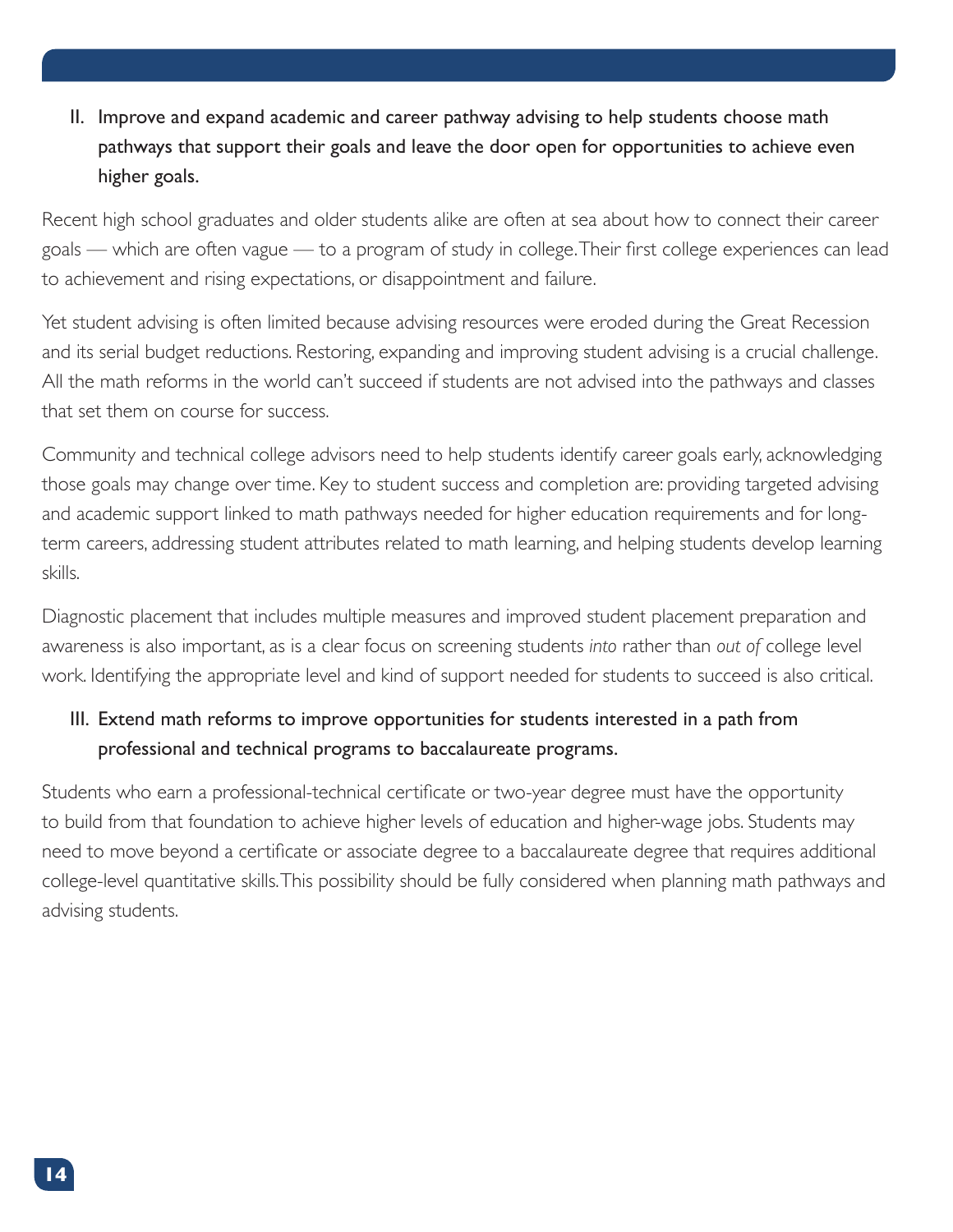### II. Improve and expand academic and career pathway advising to help students choose math pathways that support their goals and leave the door open for opportunities to achieve even higher goals.

Recent high school graduates and older students alike are often at sea about how to connect their career goals — which are often vague — to a program of study in college. Their first college experiences can lead to achievement and rising expectations, or disappointment and failure.

Yet student advising is often limited because advising resources were eroded during the Great Recession and its serial budget reductions. Restoring, expanding and improving student advising is a crucial challenge. All the math reforms in the world can't succeed if students are not advised into the pathways and classes that set them on course for success.

Community and technical college advisors need to help students identify career goals early, acknowledging those goals may change over time. Key to student success and completion are: providing targeted advising and academic support linked to math pathways needed for higher education requirements and for long-term careers, addressing student attributes related to math learning, and helping students develop learning skills.

Diagnostic placement that includes multiple measures and improved student placement preparation and awareness is also important, as is a clear focus on screening students *into* rather than *out of* college level work. Identifying the appropriate level and kind of support needed for students to succeed is also critical.

### III. Extend math reforms to improve opportunities for students interested in a path from professional and technical programs to baccalaureate programs.

Students who earn a professional-technical certificate or two-year degree must have the opportunity to build from that foundation to achieve higher levels of education and higher-wage jobs. Students may need to move beyond a certificate or associate degree to a baccalaureate degree that requires additional college-level quantitative skills. This possibility should be fully considered when planning math pathways and advising students.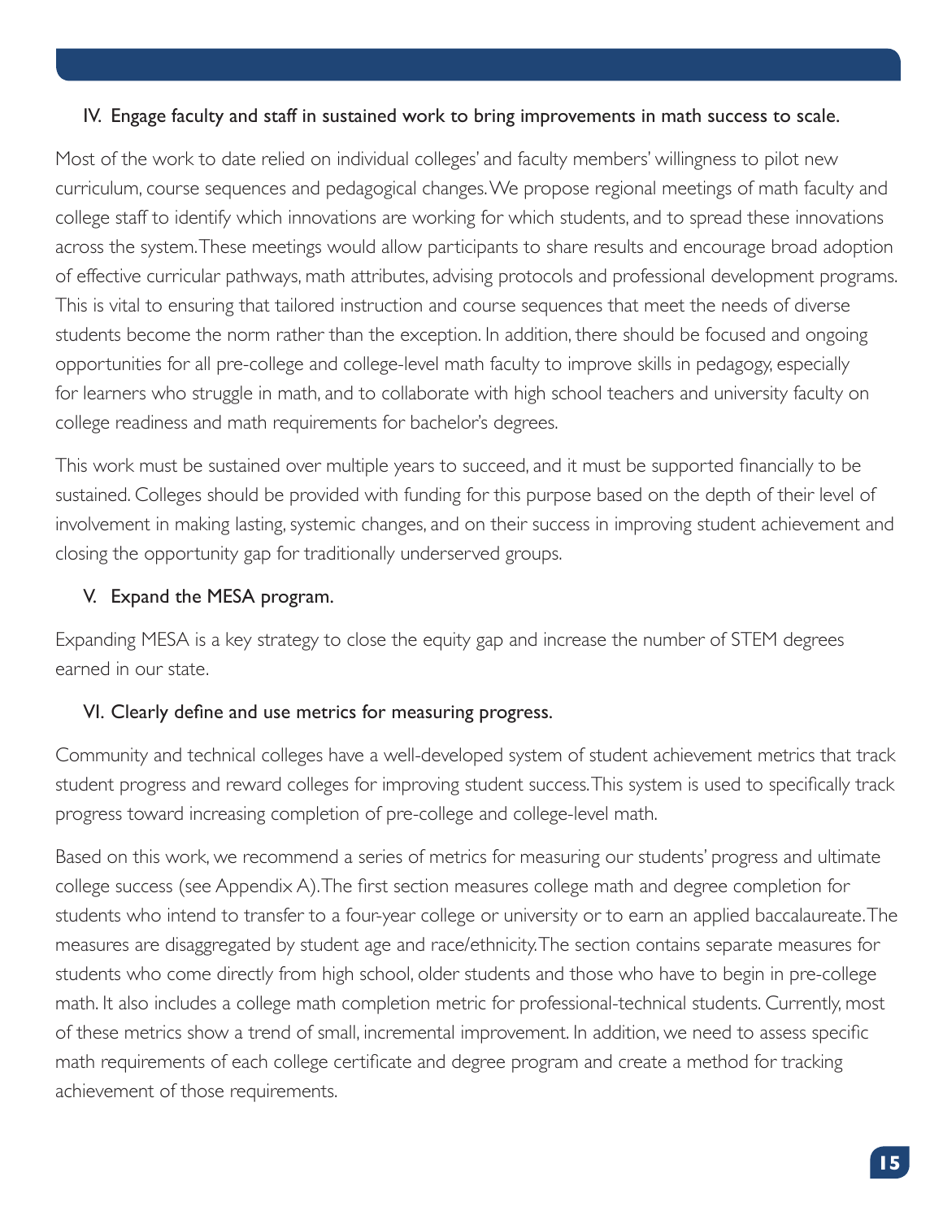### IV. Engage faculty and staff in sustained work to bring improvements in math success to scale.

Most of the work to date relied on individual colleges' and faculty members' willingness to pilot new curriculum, course sequences and pedagogical changes. We propose regional meetings of math faculty and college staff to identify which innovations are working for which students, and to spread these innovations across the system. These meetings would allow participants to share results and encourage broad adoption of effective curricular pathways, math attributes, advising protocols and professional development programs. This is vital to ensuring that tailored instruction and course sequences that meet the needs of diverse students become the norm rather than the exception. In addition, there should be focused and ongoing opportunities for all pre-college and college-level math faculty to improve skills in pedagogy, especially for learners who struggle in math, and to collaborate with high school teachers and university faculty on college readiness and math requirements for bachelor's degrees.

This work must be sustained over multiple years to succeed, and it must be supported financially to be sustained. Colleges should be provided with funding for this purpose based on the depth of their level of involvement in making lasting, systemic changes, and on their success in improving student achievement and closing the opportunity gap for traditionally underserved groups.

### V. Expand the MESA program.

Expanding MESA is a key strategy to close the equity gap and increase the number of STEM degrees earned in our state.

### VI. Clearly define and use metrics for measuring progress.

Community and technical colleges have a well-developed system of student achievement metrics that track student progress and reward colleges for improving student success. This system is used to specifically track progress toward increasing completion of pre-college and college-level math.

Based on this work, we recommend a series of metrics for measuring our students' progress and ultimate college success (see Appendix A). The first section measures college math and degree completion for students who intend to transfer to a four-year college or university or to earn an applied baccalaureate. The measures are disaggregated by student age and race/ethnicity. The section contains separate measures for students who come directly from high school, older students and those who have to begin in pre-college math. It also includes a college math completion metric for professional-technical students. Currently, most of these metrics show a trend of small, incremental improvement. In addition, we need to assess specific math requirements of each college certificate and degree program and create a method for tracking achievement of those requirements.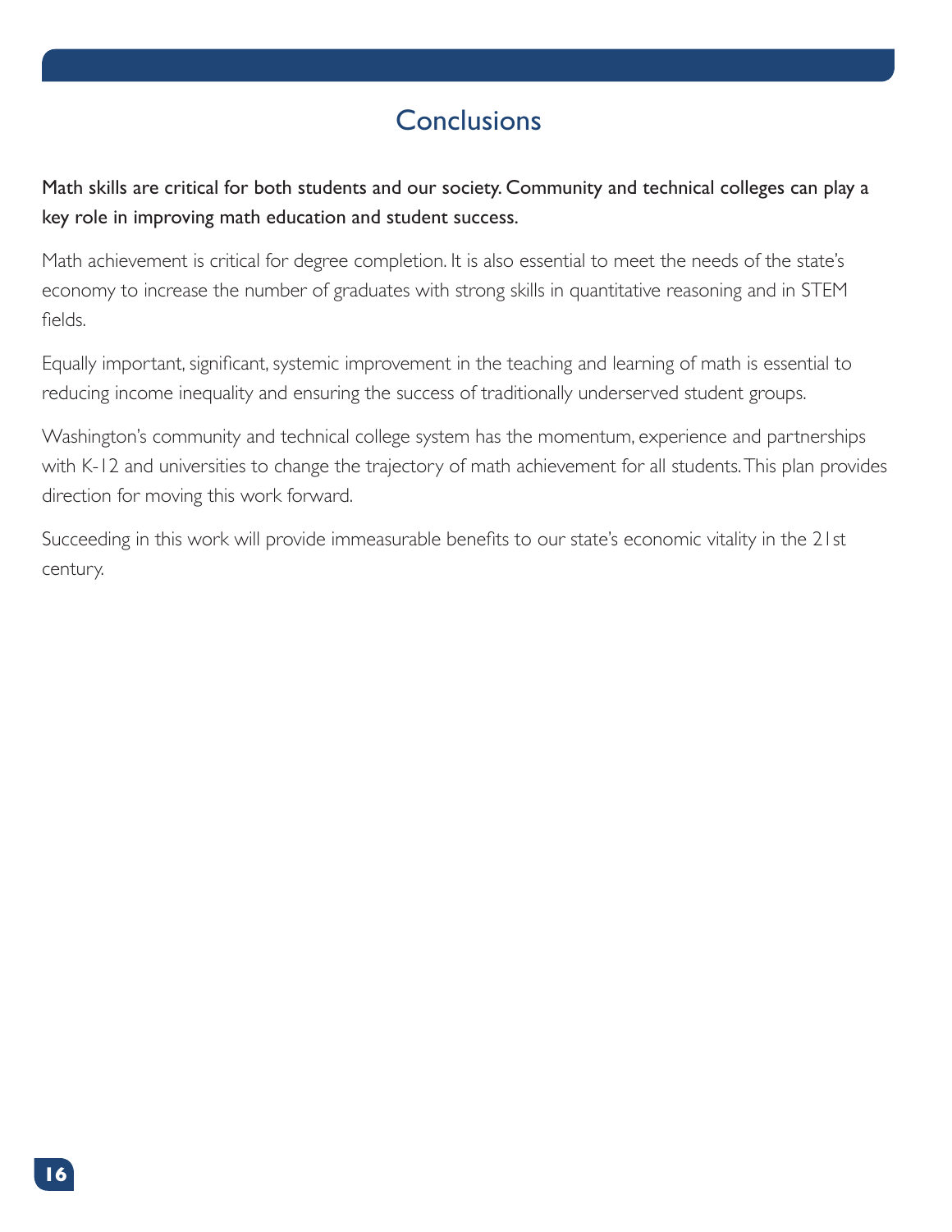# Conclusions

**Math skills are critical for both students and our society. Community and technical colleges can play a key role in improving math education and student success.**

Math achievement is critical for degree completion. It is also essential to meet the needs of the state's economy to increase the number of graduates with strong skills in quantitative reasoning and in STEM fields.

Equally important, significant, systemic improvement in the teaching and learning of math is essential to reducing income inequality and ensuring the success of traditionally underserved student groups.

Washington's community and technical college system has the momentum, experience and partnerships with K-12 and universities to change the trajectory of math achievement for all students. This plan provides direction for moving this work forward.

Succeeding in this work will provide immeasurable benefits to our state's economic vitality in the 21st century.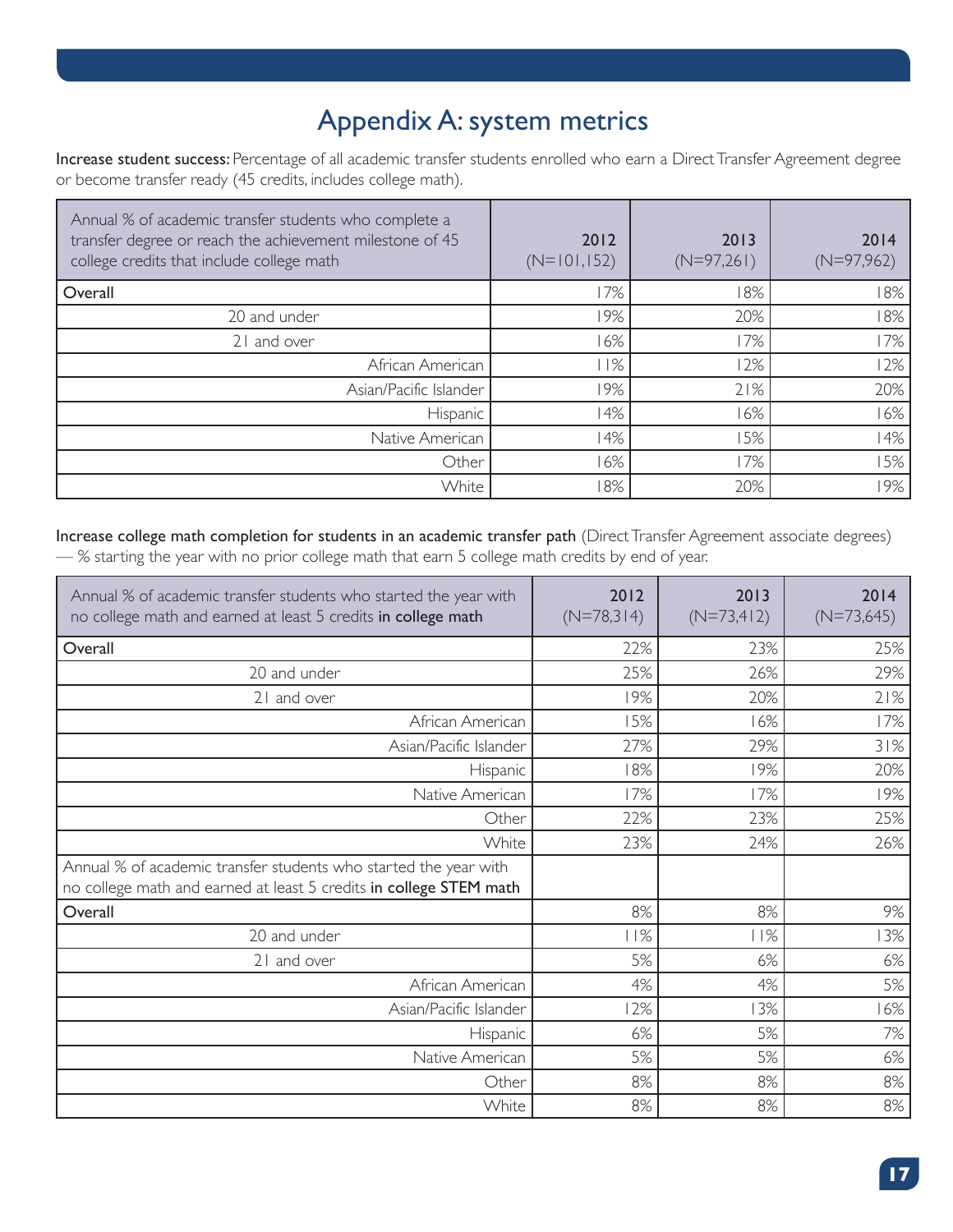# Appendix A: system metrics

**Increase student success:** Percentage of all academic transfer students enrolled who earn a Direct Transfer Agreement degree or become transfer ready (45 credits, includes college math).

| Annual % of academic transfer students who complete a transfer degree or reach the achievement milestone of 45 college credits that include college math | 2012 (N=101,152) | 2013 (N=97,261) | 2014 (N=97,962) |
|---|---|---|---|
| Overall | 17% | 18% | 18% |
| 20 and under | 19% | 20% | 18% |
| 21 and over | 16% | 17% | 17% |
| African American | 11% | 12% | 12% |
| Asian/Pacific Islander | 19% | 21% | 20% |
| Hispanic | 14% | 16% | 16% |
| Native American | 14% | 15% | 14% |
| Other | 16% | 17% | 15% |
| White | 18% | 20% | 19% |

**Increase college math completion for students in an academic transfer path** (Direct Transfer Agreement associate degrees) — % starting the year with no prior college math that earn 5 college math credits by end of year.

| Annual % of academic transfer students who started the year with no college math and earned at least 5 credits **in college math** | 2012 (N=78,314) | 2013 (N=73,412) | 2014 (N=73,645) |
|---|---|---|---|
| Overall | 22% | 23% | 25% |
| 20 and under | 25% | 26% | 29% |
| 21 and over | 19% | 20% | 21% |
| African American | 15% | 16% | 17% |
| Asian/Pacific Islander | 27% | 29% | 31% |
| Hispanic | 18% | 19% | 20% |
| Native American | 17% | 17% | 19% |
| Other | 22% | 23% | 25% |
| White | 23% | 24% | 26% |
| Annual % of academic transfer students who started the year with no college math and earned at least 5 credits **in college STEM math** | | | |
| Overall | 8% | 8% | 9% |
| 20 and under | 11% | 11% | 13% |
| 21 and over | 5% | 6% | 6% |
| African American | 4% | 4% | 5% |
| Asian/Pacific Islander | 12% | 13% | 16% |
| Hispanic | 6% | 5% | 7% |
| Native American | 5% | 5% | 6% |
| Other | 8% | 8% | 8% |
| White | 8% | 8% | 8% |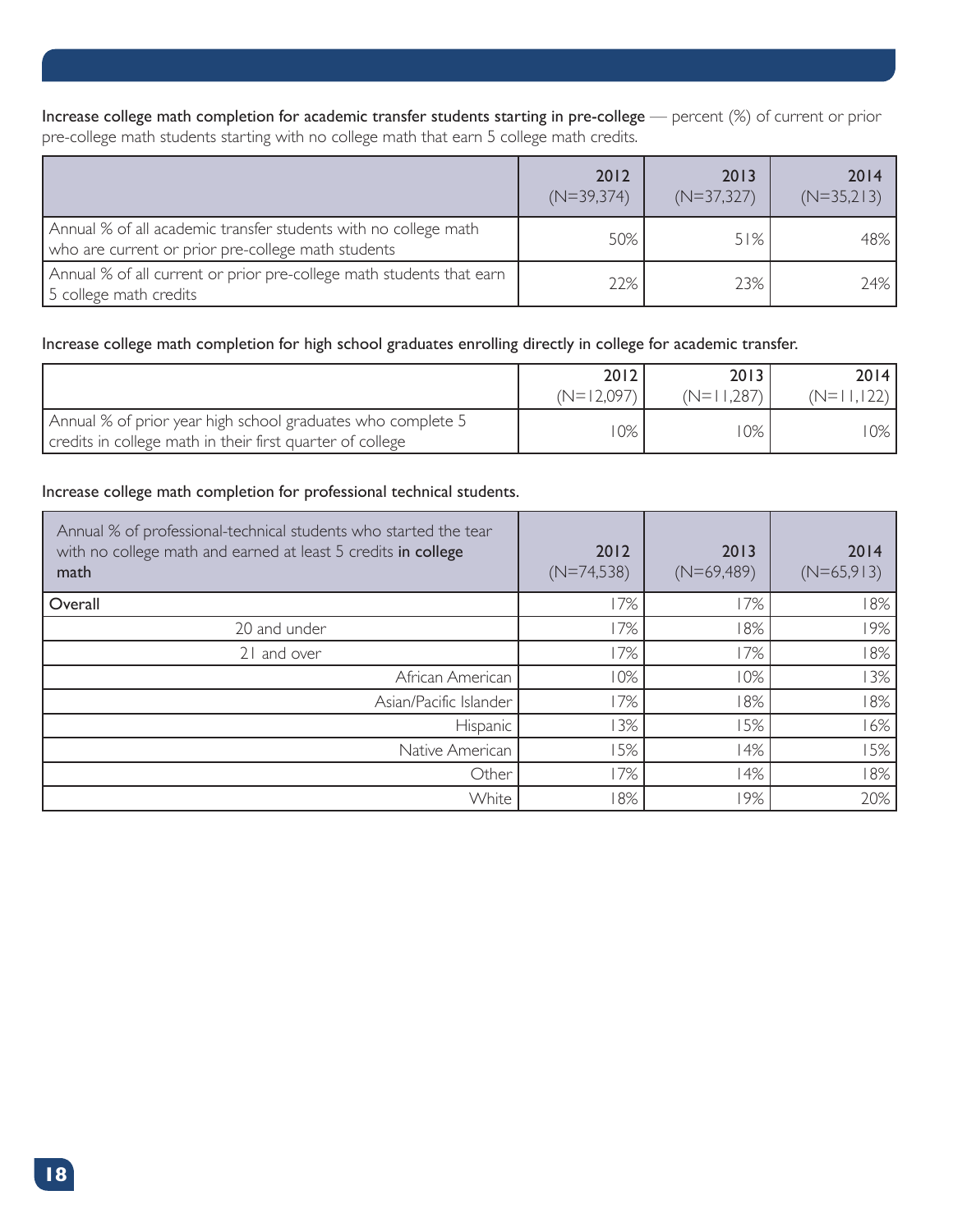**Increase college math completion for academic transfer students starting in pre-college** — percent (%) of current or prior pre-college math students starting with no college math that earn 5 college math credits.

| | 2012 (N=39,374) | 2013 (N=37,327) | 2014 (N=35,213) |
|---|---|---|---|
| Annual % of all academic transfer students with no college math who are current or prior pre-college math students | 50% | 51% | 48% |
| Annual % of all current or prior pre-college math students that earn 5 college math credits | 22% | 23% | 24% |

**Increase college math completion for high school graduates enrolling directly in college for academic transfer.**

| | 2012 (N=12,097) | 2013 (N=11,287) | 2014 (N=11,122) |
|---|---|---|---|
| Annual % of prior year high school graduates who complete 5 credits in college math in their first quarter of college | 10% | 10% | 10% |

**Increase college math completion for professional technical students.**

| Annual % of professional-technical students who started the tear with no college math and earned at least 5 credits **in college math** | 2012 (N=74,538) | 2013 (N=69,489) | 2014 (N=65,913) |
|---|---|---|---|
| Overall | 17% | 17% | 18% |
| 20 and under | 17% | 18% | 19% |
| 21 and over | 17% | 17% | 18% |
| African American | 10% | 10% | 13% |
| Asian/Pacific Islander | 17% | 18% | 18% |
| Hispanic | 13% | 15% | 16% |
| Native American | 15% | 14% | 15% |
| Other | 17% | 14% | 18% |
| White | 18% | 19% | 20% |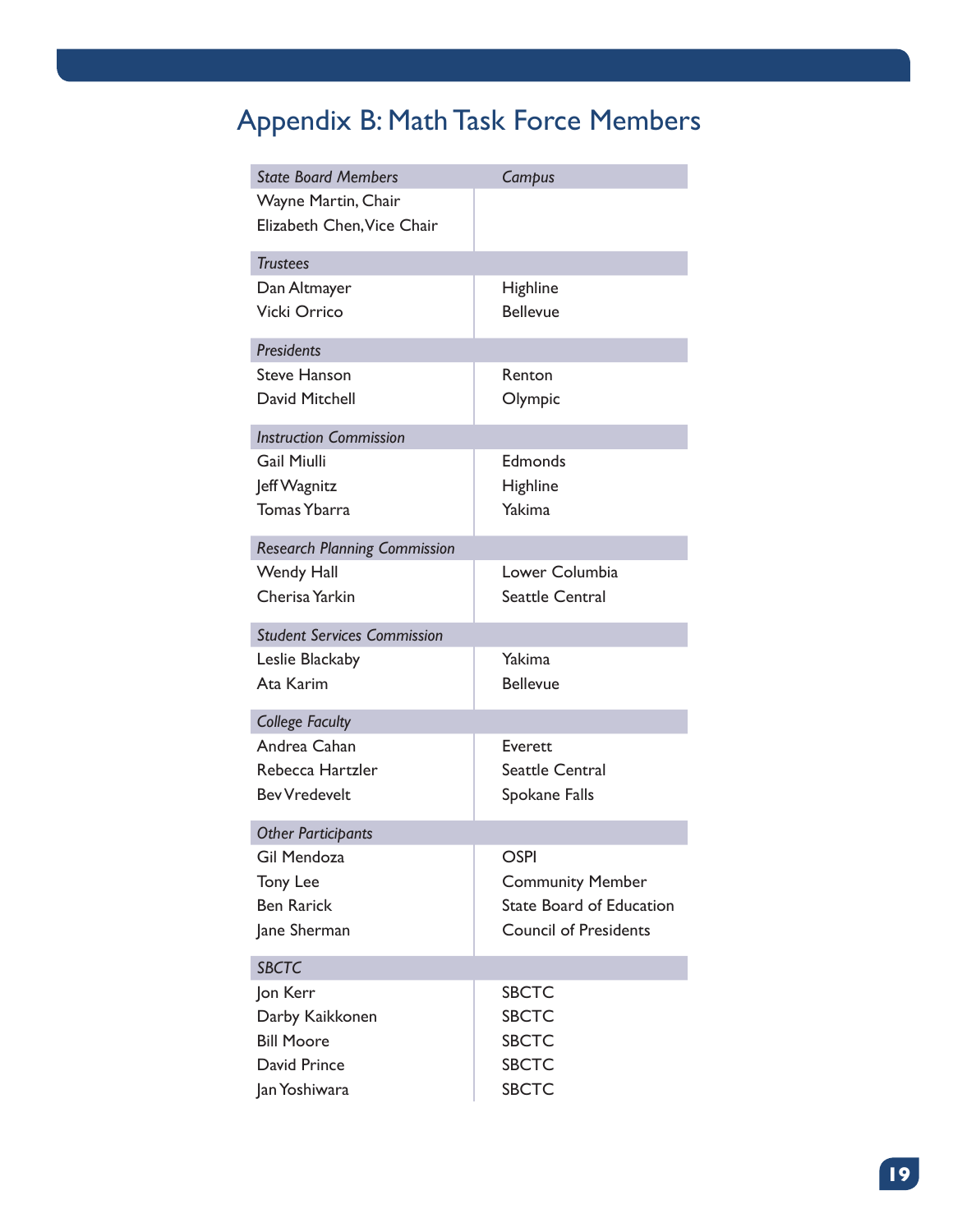# Appendix B: Math Task Force Members

| *State Board Members* | *Campus* |
|---|---|
| Wayne Martin, Chair | |
| Elizabeth Chen, Vice Chair | |
| *Trustees* | |
| Dan Altmayer | Highline |
| Vicki Orrico | Bellevue |
| *Presidents* | |
| Steve Hanson | Renton |
| David Mitchell | Olympic |
| *Instruction Commission* | |
| Gail Miulli | Edmonds |
| Jeff Wagnitz | Highline |
| Tomas Ybarra | Yakima |
| *Research Planning Commission* | |
| Wendy Hall | Lower Columbia |
| Cherisa Yarkin | Seattle Central |
| *Student Services Commission* | |
| Leslie Blackaby | Yakima |
| Ata Karim | Bellevue |
| *College Faculty* | |
| Andrea Cahan | Everett |
| Rebecca Hartzler | Seattle Central |
| Bev Vredevelt | Spokane Falls |
| *Other Participants* | |
| Gil Mendoza | OSPI |
| Tony Lee | Community Member |
| Ben Rarick | State Board of Education |
| Jane Sherman | Council of Presidents |
| *SBCTC* | |
| Jon Kerr | SBCTC |
| Darby Kaikkonen | SBCTC |
| Bill Moore | SBCTC |
| David Prince | SBCTC |
| Jan Yoshiwara | SBCTC |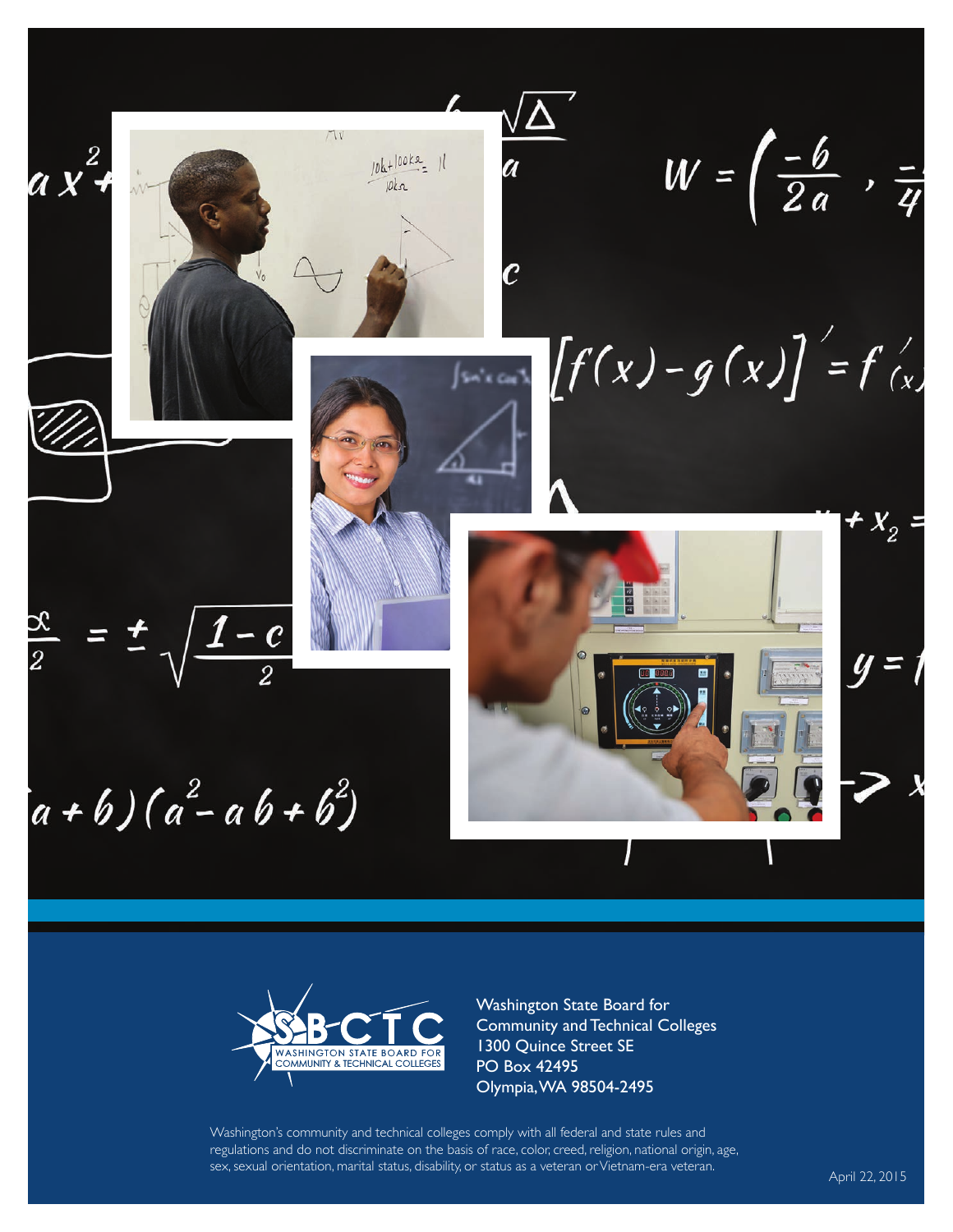Washington State Board for
Community and Technical Colleges
1300 Quince Street SE
PO Box 42495
Olympia, WA 98504-2495

Washington's community and technical colleges comply with all federal and state rules and regulations and do not discriminate on the basis of race, color, creed, religion, national origin, age, sex, sexual orientation, marital status, disability, or status as a veteran or Vietnam-era veteran.

April 22, 2015